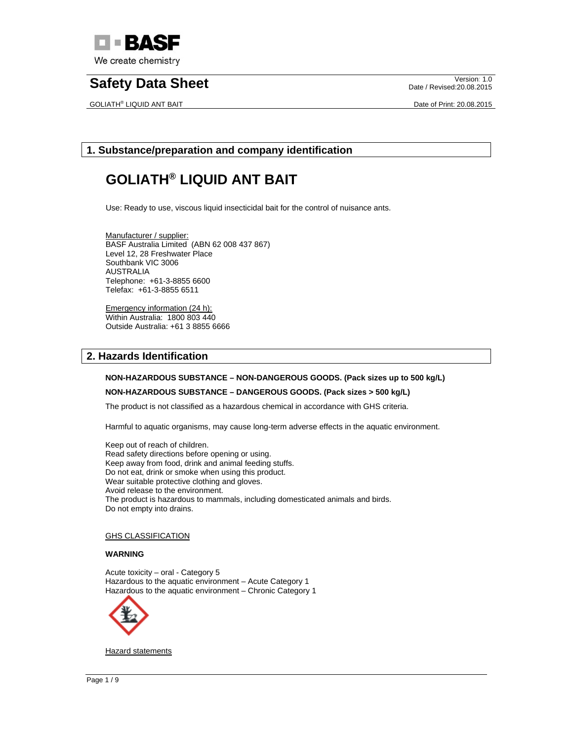# Safety Data Sheet

Version: 1.0
Date / Revised:20.08.2015

GOLIATH® LIQUID ANT BAIT

Date of Print: 20.08.2015

## 1. Substance/preparation and company identification

# GOLIATH® LIQUID ANT BAIT

Use: Ready to use, viscous liquid insecticidal bait for the control of nuisance ants.

Manufacturer / supplier:
BASF Australia Limited (ABN 62 008 437 867)
Level 12, 28 Freshwater Place
Southbank VIC 3006
AUSTRALIA
Telephone: +61-3-8855 6600
Telefax: +61-3-8855 6511

Emergency information (24 h):
Within Australia: 1800 803 440
Outside Australia: +61 3 8855 6666

## 2. Hazards Identification

**NON-HAZARDOUS SUBSTANCE – NON-DANGEROUS GOODS. (Pack sizes up to 500 kg/L)**

**NON-HAZARDOUS SUBSTANCE – DANGEROUS GOODS. (Pack sizes > 500 kg/L)**

The product is not classified as a hazardous chemical in accordance with GHS criteria.

Harmful to aquatic organisms, may cause long-term adverse effects in the aquatic environment.

Keep out of reach of children.
Read safety directions before opening or using.
Keep away from food, drink and animal feeding stuffs.
Do not eat, drink or smoke when using this product.
Wear suitable protective clothing and gloves.
Avoid release to the environment.
The product is hazardous to mammals, including domesticated animals and birds.
Do not empty into drains.

GHS CLASSIFICATION

**WARNING**

Acute toxicity – oral - Category 5
Hazardous to the aquatic environment – Acute Category 1
Hazardous to the aquatic environment – Chronic Category 1

Hazard statements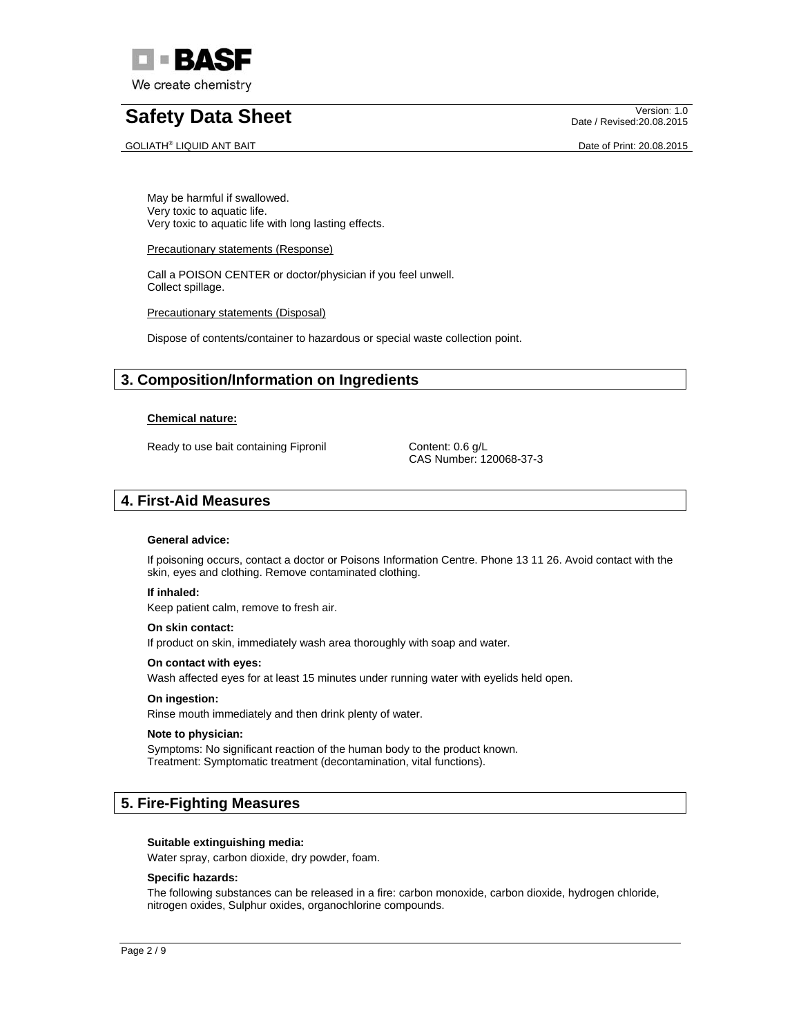May be harmful if swallowed.
Very toxic to aquatic life.
Very toxic to aquatic life with long lasting effects.

Precautionary statements (Response)

Call a POISON CENTER or doctor/physician if you feel unwell.
Collect spillage.

Precautionary statements (Disposal)

Dispose of contents/container to hazardous or special waste collection point.

## 3. Composition/Information on Ingredients

**Chemical nature:**

Ready to use bait containing Fipronil — Content: 0.6 g/L
CAS Number: 120068-37-3

## 4. First-Aid Measures

**General advice:**

If poisoning occurs, contact a doctor or Poisons Information Centre. Phone 13 11 26. Avoid contact with the skin, eyes and clothing. Remove contaminated clothing.

**If inhaled:**
Keep patient calm, remove to fresh air.

**On skin contact:**
If product on skin, immediately wash area thoroughly with soap and water.

**On contact with eyes:**
Wash affected eyes for at least 15 minutes under running water with eyelids held open.

**On ingestion:**
Rinse mouth immediately and then drink plenty of water.

**Note to physician:**
Symptoms: No significant reaction of the human body to the product known.
Treatment: Symptomatic treatment (decontamination, vital functions).

## 5. Fire-Fighting Measures

**Suitable extinguishing media:**
Water spray, carbon dioxide, dry powder, foam.

**Specific hazards:**
The following substances can be released in a fire: carbon monoxide, carbon dioxide, hydrogen chloride, nitrogen oxides, Sulphur oxides, organochlorine compounds.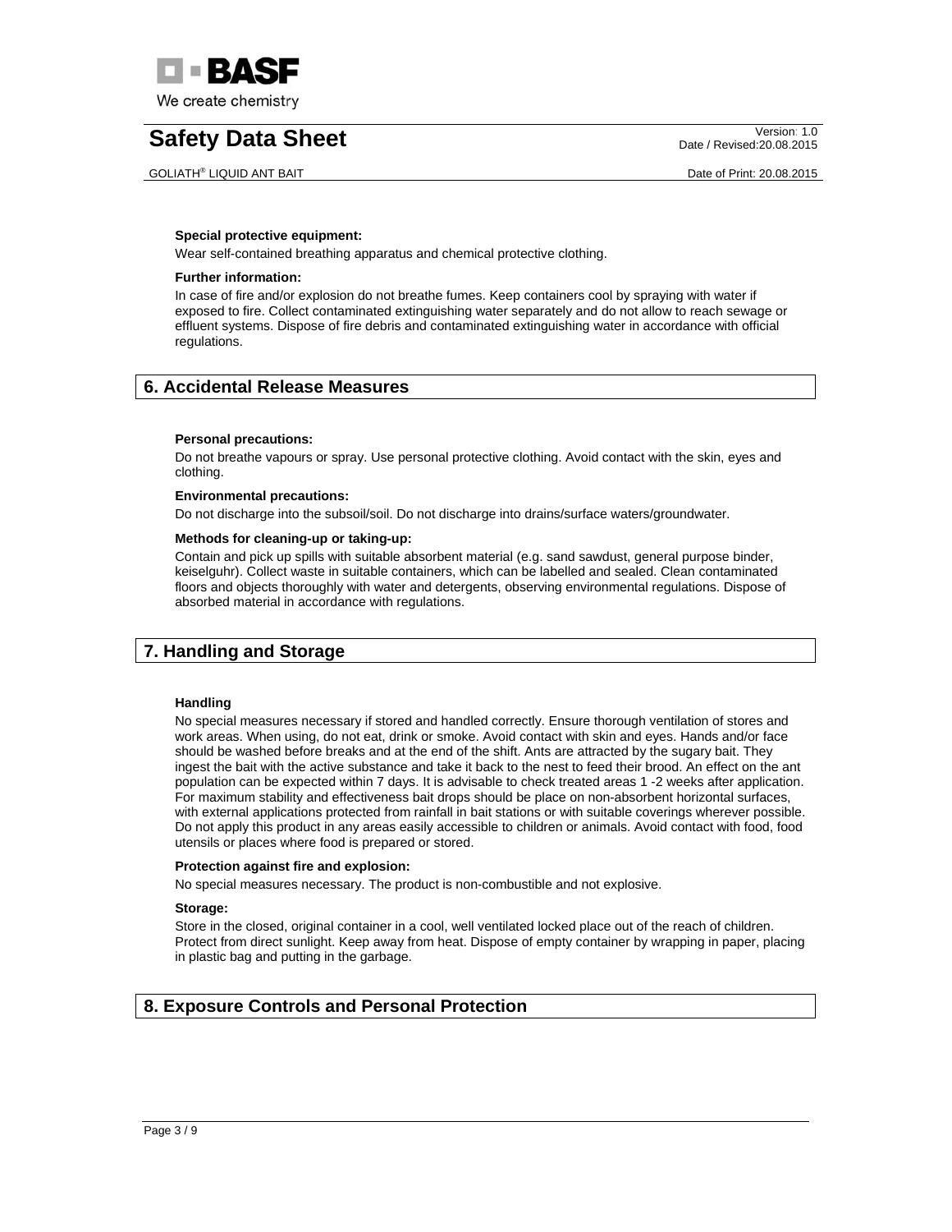**Special protective equipment:**

Wear self-contained breathing apparatus and chemical protective clothing.

**Further information:**

In case of fire and/or explosion do not breathe fumes. Keep containers cool by spraying with water if exposed to fire. Collect contaminated extinguishing water separately and do not allow to reach sewage or effluent systems. Dispose of fire debris and contaminated extinguishing water in accordance with official regulations.

## 6. Accidental Release Measures

**Personal precautions:**

Do not breathe vapours or spray. Use personal protective clothing. Avoid contact with the skin, eyes and clothing.

**Environmental precautions:**

Do not discharge into the subsoil/soil. Do not discharge into drains/surface waters/groundwater.

**Methods for cleaning-up or taking-up:**

Contain and pick up spills with suitable absorbent material (e.g. sand sawdust, general purpose binder, keiselguhr). Collect waste in suitable containers, which can be labelled and sealed. Clean contaminated floors and objects thoroughly with water and detergents, observing environmental regulations. Dispose of absorbed material in accordance with regulations.

## 7. Handling and Storage

**Handling**

No special measures necessary if stored and handled correctly. Ensure thorough ventilation of stores and work areas. When using, do not eat, drink or smoke. Avoid contact with skin and eyes. Hands and/or face should be washed before breaks and at the end of the shift. Ants are attracted by the sugary bait. They ingest the bait with the active substance and take it back to the nest to feed their brood. An effect on the ant population can be expected within 7 days. It is advisable to check treated areas 1 -2 weeks after application. For maximum stability and effectiveness bait drops should be place on non-absorbent horizontal surfaces, with external applications protected from rainfall in bait stations or with suitable coverings wherever possible. Do not apply this product in any areas easily accessible to children or animals. Avoid contact with food, food utensils or places where food is prepared or stored.

**Protection against fire and explosion:**

No special measures necessary. The product is non-combustible and not explosive.

**Storage:**

Store in the closed, original container in a cool, well ventilated locked place out of the reach of children. Protect from direct sunlight. Keep away from heat. Dispose of empty container by wrapping in paper, placing in plastic bag and putting in the garbage.

## 8. Exposure Controls and Personal Protection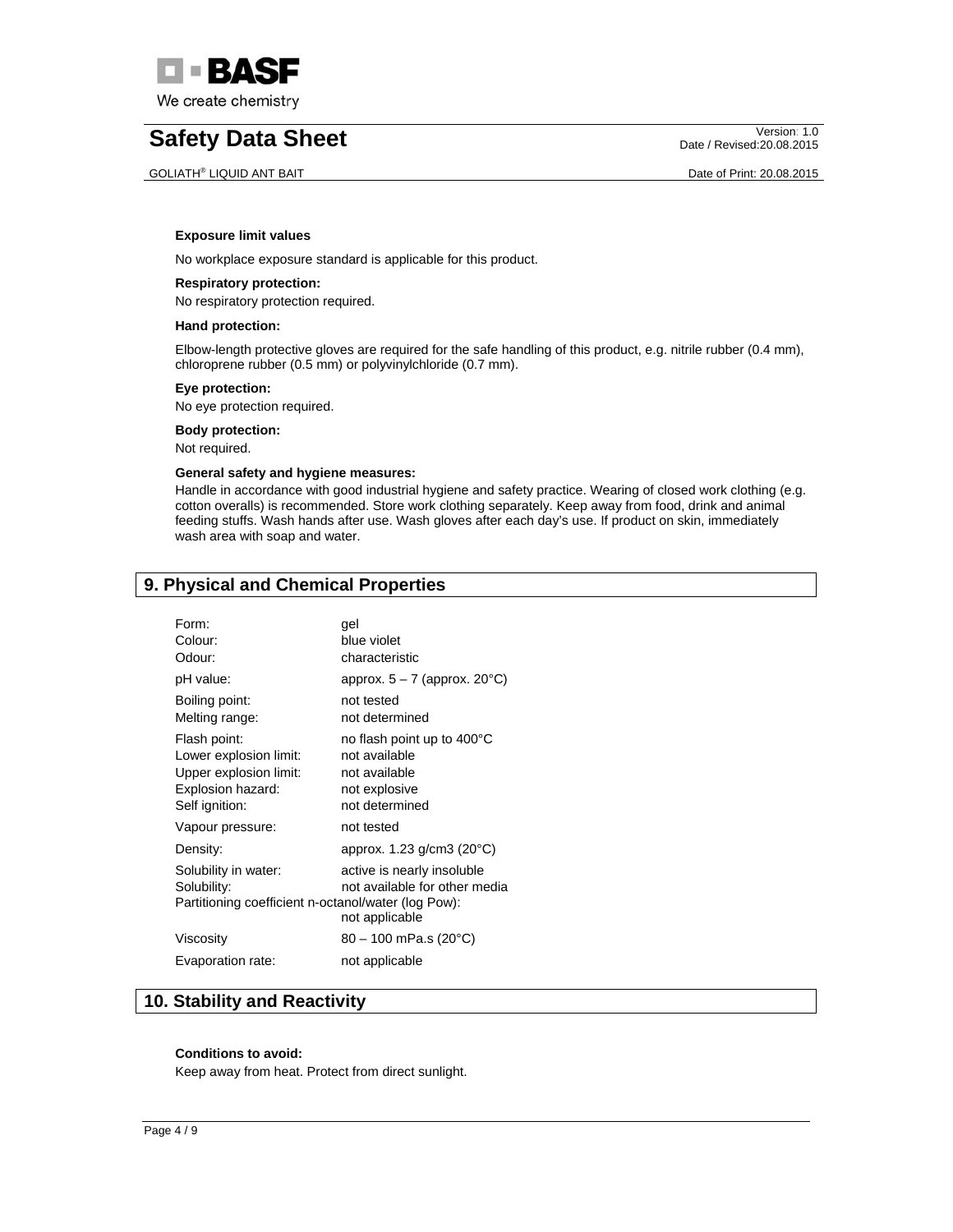**Exposure limit values**

No workplace exposure standard is applicable for this product.

**Respiratory protection:**

No respiratory protection required.

**Hand protection:**

Elbow-length protective gloves are required for the safe handling of this product, e.g. nitrile rubber (0.4 mm), chloroprene rubber (0.5 mm) or polyvinylchloride (0.7 mm).

**Eye protection:**

No eye protection required.

**Body protection:**

Not required.

**General safety and hygiene measures:**

Handle in accordance with good industrial hygiene and safety practice. Wearing of closed work clothing (e.g. cotton overalls) is recommended. Store work clothing separately. Keep away from food, drink and animal feeding stuffs. Wash hands after use. Wash gloves after each day's use. If product on skin, immediately wash area with soap and water.

## 9. Physical and Chemical Properties

| | |
|---|---|
| Form: | gel |
| Colour: | blue violet |
| Odour: | characteristic |
| pH value: | approx. 5 – 7 (approx. 20°C) |
| Boiling point: | not tested |
| Melting range: | not determined |
| Flash point: | no flash point up to 400°C |
| Lower explosion limit: | not available |
| Upper explosion limit: | not available |
| Explosion hazard: | not explosive |
| Self ignition: | not determined |
| Vapour pressure: | not tested |
| Density: | approx. 1.23 g/cm3 (20°C) |
| Solubility in water: | active is nearly insoluble |
| Solubility: | not available for other media |
| Partitioning coefficient n-octanol/water (log Pow): | not applicable |
| Viscosity | 80 – 100 mPa.s (20°C) |
| Evaporation rate: | not applicable |

## 10. Stability and Reactivity

**Conditions to avoid:**

Keep away from heat. Protect from direct sunlight.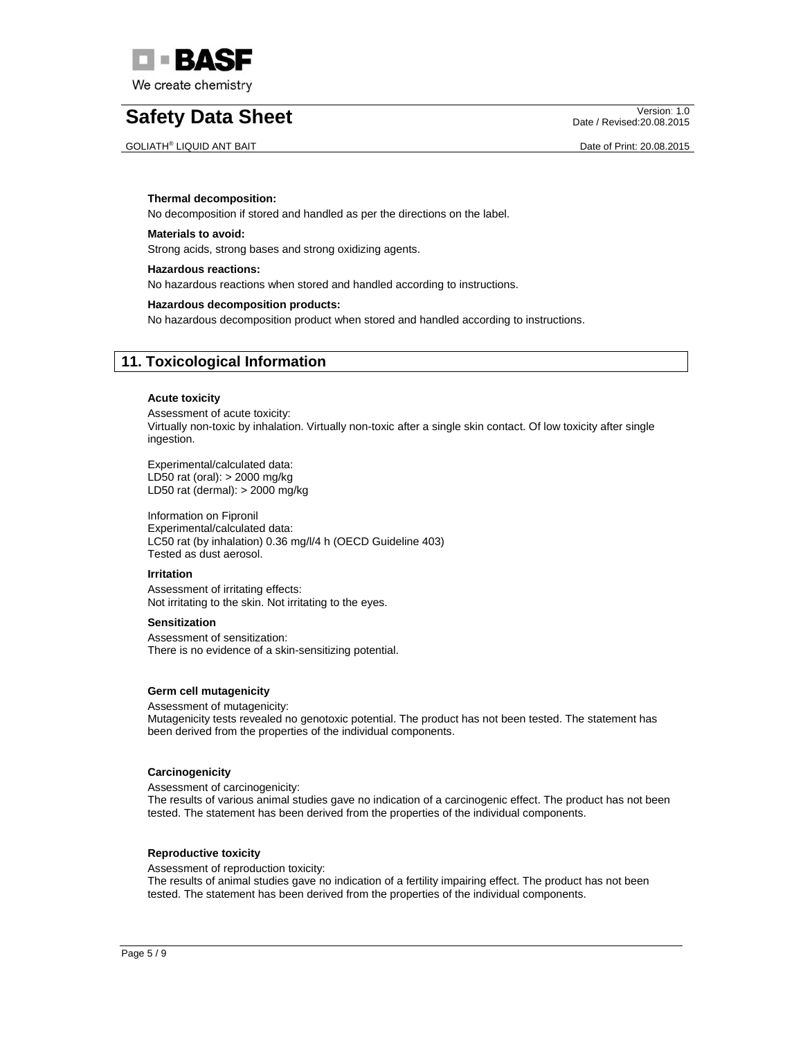**Thermal decomposition:**

No decomposition if stored and handled as per the directions on the label.

**Materials to avoid:**

Strong acids, strong bases and strong oxidizing agents.

**Hazardous reactions:**

No hazardous reactions when stored and handled according to instructions.

**Hazardous decomposition products:**

No hazardous decomposition product when stored and handled according to instructions.

## 11. Toxicological Information

**Acute toxicity**

Assessment of acute toxicity:
Virtually non-toxic by inhalation. Virtually non-toxic after a single skin contact. Of low toxicity after single ingestion.

Experimental/calculated data:
LD50 rat (oral): > 2000 mg/kg
LD50 rat (dermal): > 2000 mg/kg

Information on Fipronil
Experimental/calculated data:
LC50 rat (by inhalation) 0.36 mg/l/4 h (OECD Guideline 403)
Tested as dust aerosol.

**Irritation**

Assessment of irritating effects:
Not irritating to the skin. Not irritating to the eyes.

**Sensitization**

Assessment of sensitization:
There is no evidence of a skin-sensitizing potential.

**Germ cell mutagenicity**

Assessment of mutagenicity:
Mutagenicity tests revealed no genotoxic potential. The product has not been tested. The statement has been derived from the properties of the individual components.

**Carcinogenicity**

Assessment of carcinogenicity:
The results of various animal studies gave no indication of a carcinogenic effect. The product has not been tested. The statement has been derived from the properties of the individual components.

**Reproductive toxicity**

Assessment of reproduction toxicity:
The results of animal studies gave no indication of a fertility impairing effect. The product has not been tested. The statement has been derived from the properties of the individual components.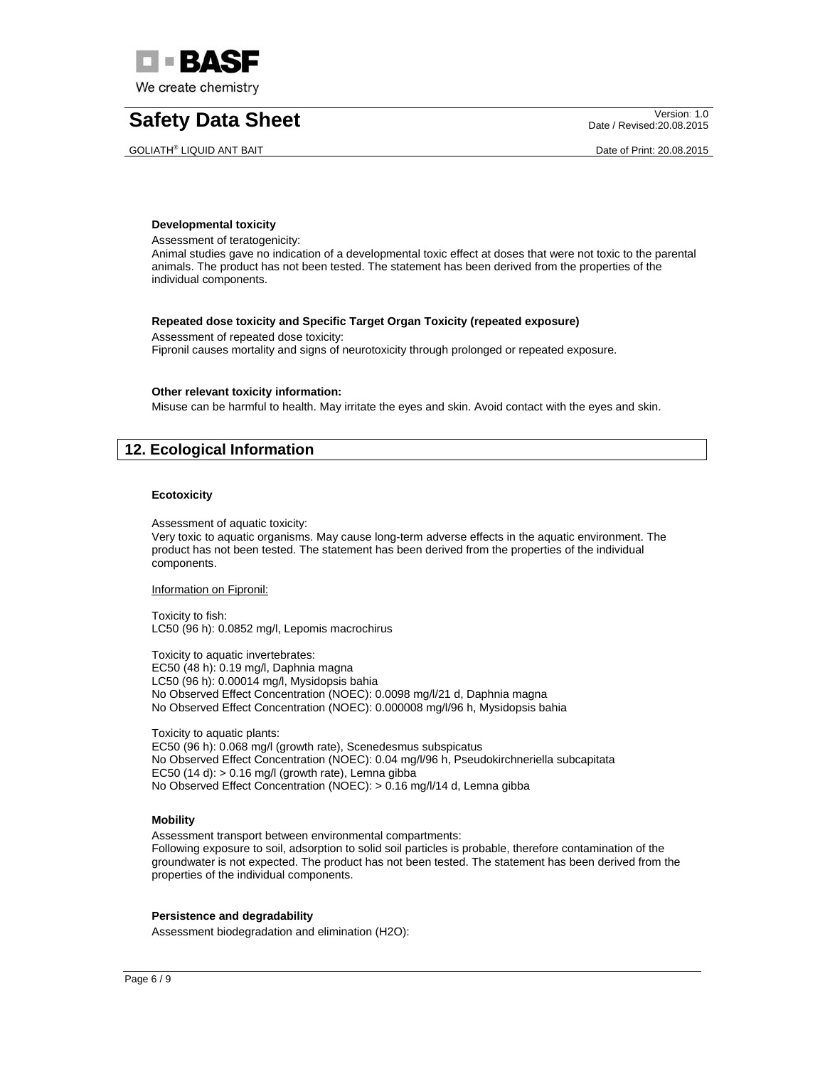#### Developmental toxicity

Assessment of teratogenicity:
Animal studies gave no indication of a developmental toxic effect at doses that were not toxic to the parental animals. The product has not been tested. The statement has been derived from the properties of the individual components.

#### Repeated dose toxicity and Specific Target Organ Toxicity (repeated exposure)

Assessment of repeated dose toxicity:
Fipronil causes mortality and signs of neurotoxicity through prolonged or repeated exposure.

#### Other relevant toxicity information:

Misuse can be harmful to health. May irritate the eyes and skin. Avoid contact with the eyes and skin.

## 12. Ecological Information

#### Ecotoxicity

Assessment of aquatic toxicity:
Very toxic to aquatic organisms. May cause long-term adverse effects in the aquatic environment. The product has not been tested. The statement has been derived from the properties of the individual components.

Information on Fipronil:

Toxicity to fish:
LC50 (96 h): 0.0852 mg/l, Lepomis macrochirus

Toxicity to aquatic invertebrates:
EC50 (48 h): 0.19 mg/l, Daphnia magna
LC50 (96 h): 0.00014 mg/l, Mysidopsis bahia
No Observed Effect Concentration (NOEC): 0.0098 mg/l/21 d, Daphnia magna
No Observed Effect Concentration (NOEC): 0.000008 mg/l/96 h, Mysidopsis bahia

Toxicity to aquatic plants:
EC50 (96 h): 0.068 mg/l (growth rate), Scenedesmus subspicatus
No Observed Effect Concentration (NOEC): 0.04 mg/l/96 h, Pseudokirchneriella subcapitata
EC50 (14 d): > 0.16 mg/l (growth rate), Lemna gibba
No Observed Effect Concentration (NOEC): > 0.16 mg/l/14 d, Lemna gibba

#### Mobility

Assessment transport between environmental compartments:
Following exposure to soil, adsorption to solid soil particles is probable, therefore contamination of the groundwater is not expected. The product has not been tested. The statement has been derived from the properties of the individual components.

#### Persistence and degradability

Assessment biodegradation and elimination ($H_2O$):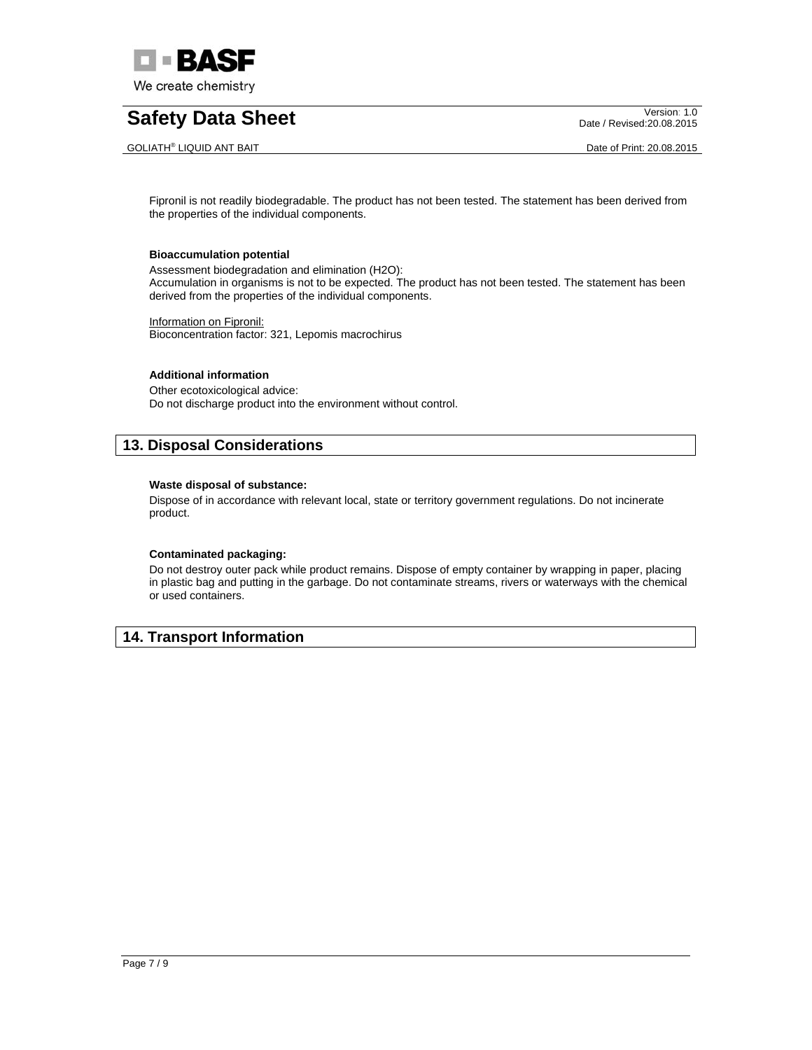Fipronil is not readily biodegradable. The product has not been tested. The statement has been derived from the properties of the individual components.

**Bioaccumulation potential**

Assessment biodegradation and elimination ($H_2O$):
Accumulation in organisms is not to be expected. The product has not been tested. The statement has been derived from the properties of the individual components.

Information on Fipronil:
Bioconcentration factor: 321, Lepomis macrochirus

**Additional information**

Other ecotoxicological advice:
Do not discharge product into the environment without control.

## 13. Disposal Considerations

**Waste disposal of substance:**

Dispose of in accordance with relevant local, state or territory government regulations. Do not incinerate product.

**Contaminated packaging:**

Do not destroy outer pack while product remains. Dispose of empty container by wrapping in paper, placing in plastic bag and putting in the garbage. Do not contaminate streams, rivers or waterways with the chemical or used containers.

## 14. Transport Information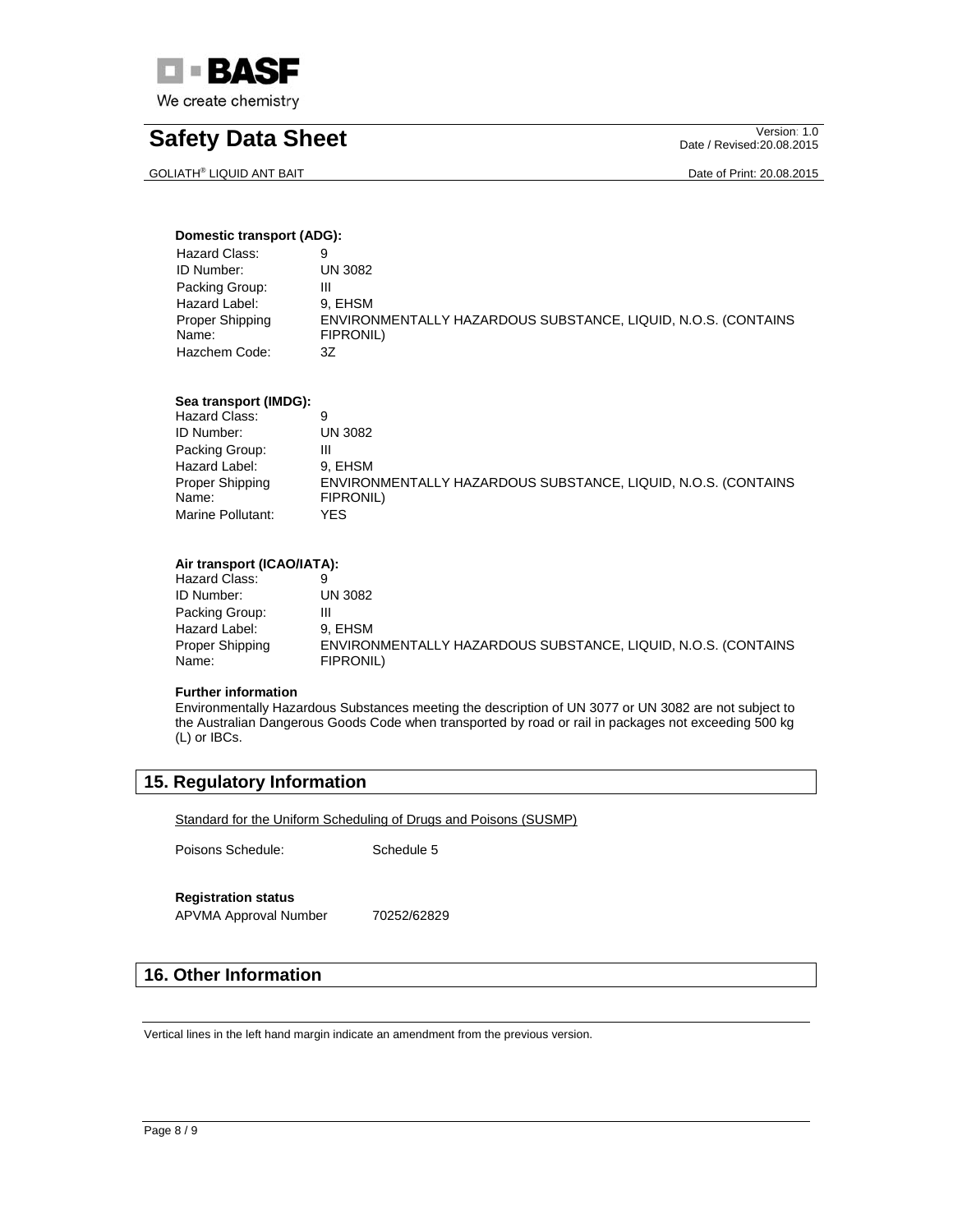**Domestic transport (ADG):**

| | |
|---|---|
| Hazard Class: | 9 |
| ID Number: | UN 3082 |
| Packing Group: | III |
| Hazard Label: | 9, EHSM |
| Proper Shipping Name: | ENVIRONMENTALLY HAZARDOUS SUBSTANCE, LIQUID, N.O.S. (CONTAINS FIPRONIL) |
| Hazchem Code: | 3Z |

**Sea transport (IMDG):**

| | |
|---|---|
| Hazard Class: | 9 |
| ID Number: | UN 3082 |
| Packing Group: | III |
| Hazard Label: | 9, EHSM |
| Proper Shipping Name: | ENVIRONMENTALLY HAZARDOUS SUBSTANCE, LIQUID, N.O.S. (CONTAINS FIPRONIL) |
| Marine Pollutant: | YES |

**Air transport (ICAO/IATA):**

| | |
|---|---|
| Hazard Class: | 9 |
| ID Number: | UN 3082 |
| Packing Group: | III |
| Hazard Label: | 9, EHSM |
| Proper Shipping Name: | ENVIRONMENTALLY HAZARDOUS SUBSTANCE, LIQUID, N.O.S. (CONTAINS FIPRONIL) |

**Further information**

Environmentally Hazardous Substances meeting the description of UN 3077 or UN 3082 are not subject to the Australian Dangerous Goods Code when transported by road or rail in packages not exceeding 500 kg (L) or IBCs.

## 15. Regulatory Information

Standard for the Uniform Scheduling of Drugs and Poisons (SUSMP)

Poisons Schedule: Schedule 5

**Registration status**

APVMA Approval Number 70252/62829

## 16. Other Information

Vertical lines in the left hand margin indicate an amendment from the previous version.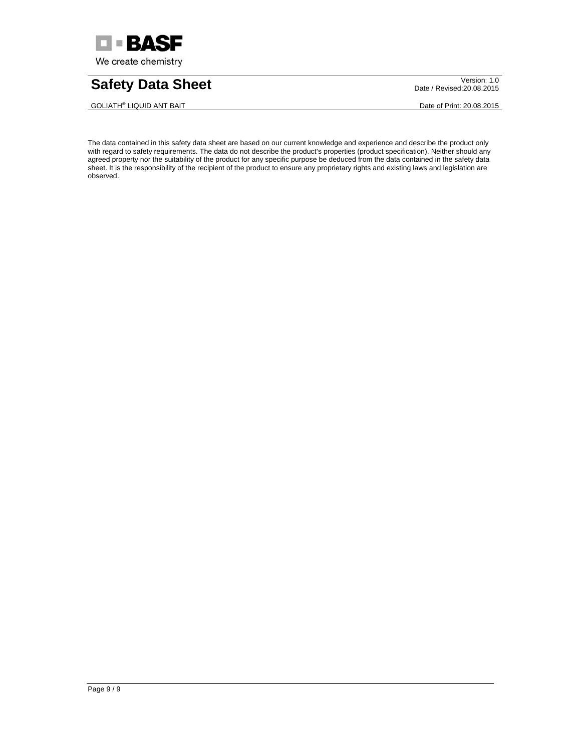The data contained in this safety data sheet are based on our current knowledge and experience and describe the product only with regard to safety requirements. The data do not describe the product's properties (product specification). Neither should any agreed property nor the suitability of the product for any specific purpose be deduced from the data contained in the safety data sheet. It is the responsibility of the recipient of the product to ensure any proprietary rights and existing laws and legislation are observed.